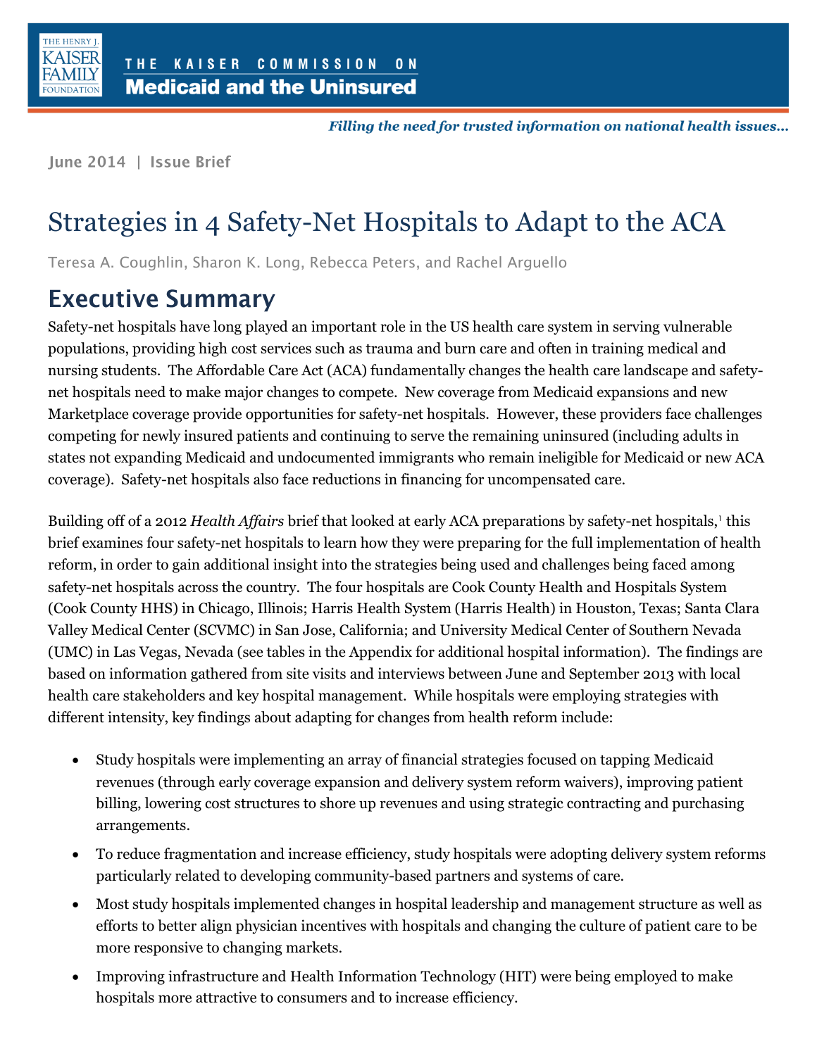THE HENRY J. KAISER FAMILY FOUNDATION

THE KAISER COMMISSION ON **Medicaid and the Uninsured**

*Filling the need for trusted information on national health issues...*

June 2014 | Issue Brief

# Strategies in 4 Safety-Net Hospitals to Adapt to the ACA

Teresa A. Coughlin, Sharon K. Long, Rebecca Peters, and Rachel Arguello

## Executive Summary

Safety-net hospitals have long played an important role in the US health care system in serving vulnerable populations, providing high cost services such as trauma and burn care and often in training medical and nursing students. The Affordable Care Act (ACA) fundamentally changes the health care landscape and safety-net hospitals need to make major changes to compete. New coverage from Medicaid expansions and new Marketplace coverage provide opportunities for safety-net hospitals. However, these providers face challenges competing for newly insured patients and continuing to serve the remaining uninsured (including adults in states not expanding Medicaid and undocumented immigrants who remain ineligible for Medicaid or new ACA coverage). Safety-net hospitals also face reductions in financing for uncompensated care.

Building off of a 2012 *Health Affairs* brief that looked at early ACA preparations by safety-net hospitals,[1] this brief examines four safety-net hospitals to learn how they were preparing for the full implementation of health reform, in order to gain additional insight into the strategies being used and challenges being faced among safety-net hospitals across the country. The four hospitals are Cook County Health and Hospitals System (Cook County HHS) in Chicago, Illinois; Harris Health System (Harris Health) in Houston, Texas; Santa Clara Valley Medical Center (SCVMC) in San Jose, California; and University Medical Center of Southern Nevada (UMC) in Las Vegas, Nevada (see tables in the Appendix for additional hospital information). The findings are based on information gathered from site visits and interviews between June and September 2013 with local health care stakeholders and key hospital management. While hospitals were employing strategies with different intensity, key findings about adapting for changes from health reform include:

- Study hospitals were implementing an array of financial strategies focused on tapping Medicaid revenues (through early coverage expansion and delivery system reform waivers), improving patient billing, lowering cost structures to shore up revenues and using strategic contracting and purchasing arrangements.
- To reduce fragmentation and increase efficiency, study hospitals were adopting delivery system reforms particularly related to developing community-based partners and systems of care.
- Most study hospitals implemented changes in hospital leadership and management structure as well as efforts to better align physician incentives with hospitals and changing the culture of patient care to be more responsive to changing markets.
- Improving infrastructure and Health Information Technology (HIT) were being employed to make hospitals more attractive to consumers and to increase efficiency.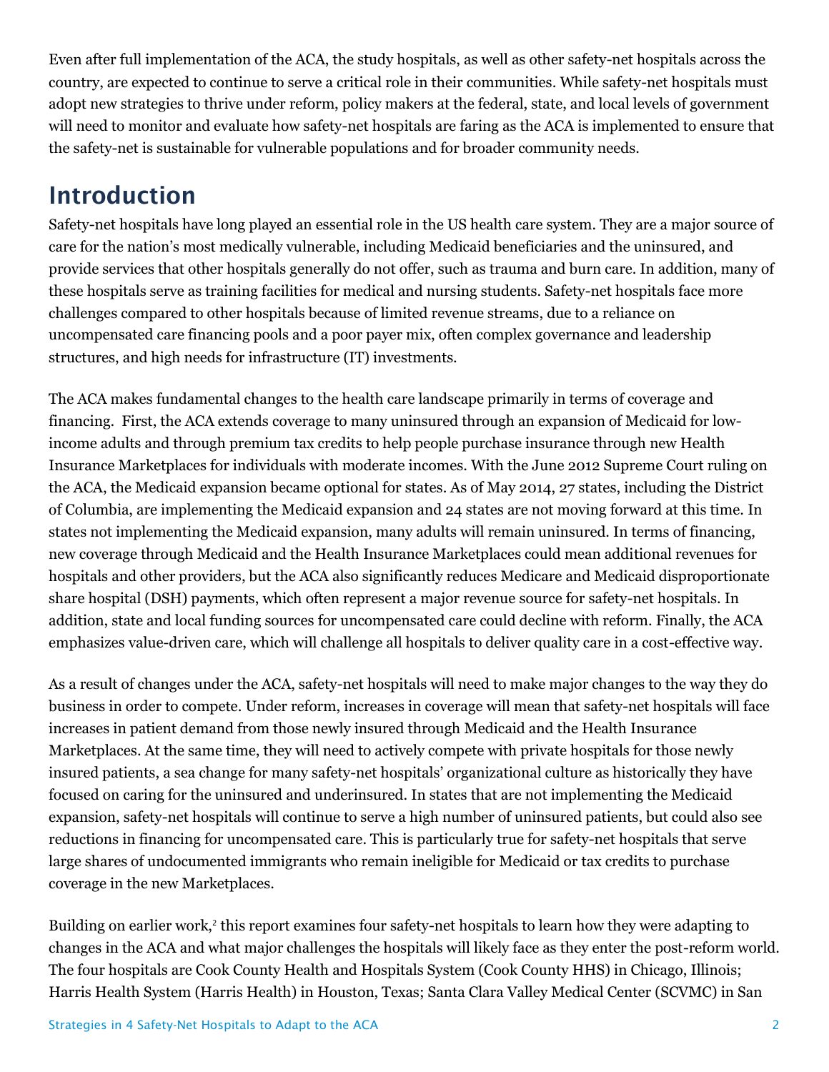Even after full implementation of the ACA, the study hospitals, as well as other safety-net hospitals across the country, are expected to continue to serve a critical role in their communities. While safety-net hospitals must adopt new strategies to thrive under reform, policy makers at the federal, state, and local levels of government will need to monitor and evaluate how safety-net hospitals are faring as the ACA is implemented to ensure that the safety-net is sustainable for vulnerable populations and for broader community needs.

## Introduction

Safety-net hospitals have long played an essential role in the US health care system. They are a major source of care for the nation's most medically vulnerable, including Medicaid beneficiaries and the uninsured, and provide services that other hospitals generally do not offer, such as trauma and burn care. In addition, many of these hospitals serve as training facilities for medical and nursing students. Safety-net hospitals face more challenges compared to other hospitals because of limited revenue streams, due to a reliance on uncompensated care financing pools and a poor payer mix, often complex governance and leadership structures, and high needs for infrastructure (IT) investments.

The ACA makes fundamental changes to the health care landscape primarily in terms of coverage and financing. First, the ACA extends coverage to many uninsured through an expansion of Medicaid for low-income adults and through premium tax credits to help people purchase insurance through new Health Insurance Marketplaces for individuals with moderate incomes. With the June 2012 Supreme Court ruling on the ACA, the Medicaid expansion became optional for states. As of May 2014, 27 states, including the District of Columbia, are implementing the Medicaid expansion and 24 states are not moving forward at this time. In states not implementing the Medicaid expansion, many adults will remain uninsured. In terms of financing, new coverage through Medicaid and the Health Insurance Marketplaces could mean additional revenues for hospitals and other providers, but the ACA also significantly reduces Medicare and Medicaid disproportionate share hospital (DSH) payments, which often represent a major revenue source for safety-net hospitals. In addition, state and local funding sources for uncompensated care could decline with reform. Finally, the ACA emphasizes value-driven care, which will challenge all hospitals to deliver quality care in a cost-effective way.

As a result of changes under the ACA, safety-net hospitals will need to make major changes to the way they do business in order to compete. Under reform, increases in coverage will mean that safety-net hospitals will face increases in patient demand from those newly insured through Medicaid and the Health Insurance Marketplaces. At the same time, they will need to actively compete with private hospitals for those newly insured patients, a sea change for many safety-net hospitals' organizational culture as historically they have focused on caring for the uninsured and underinsured. In states that are not implementing the Medicaid expansion, safety-net hospitals will continue to serve a high number of uninsured patients, but could also see reductions in financing for uncompensated care. This is particularly true for safety-net hospitals that serve large shares of undocumented immigrants who remain ineligible for Medicaid or tax credits to purchase coverage in the new Marketplaces.

Building on earlier work,[2] this report examines four safety-net hospitals to learn how they were adapting to changes in the ACA and what major challenges the hospitals will likely face as they enter the post-reform world. The four hospitals are Cook County Health and Hospitals System (Cook County HHS) in Chicago, Illinois; Harris Health System (Harris Health) in Houston, Texas; Santa Clara Valley Medical Center (SCVMC) in San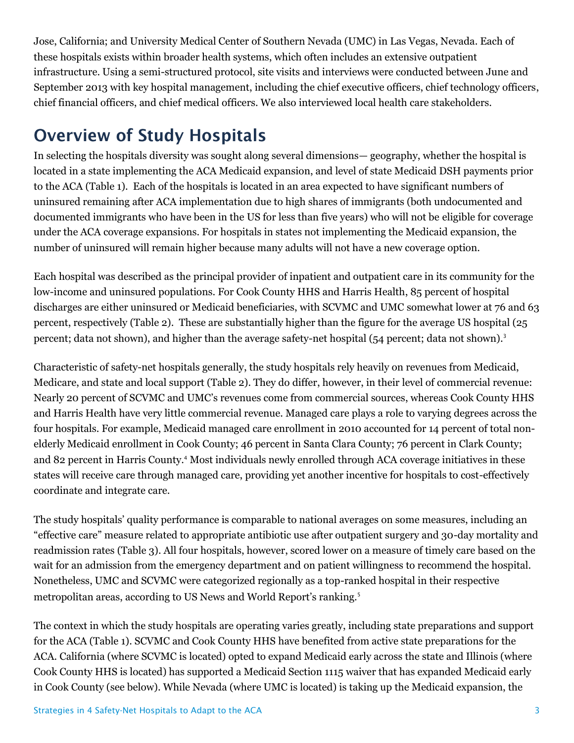Jose, California; and University Medical Center of Southern Nevada (UMC) in Las Vegas, Nevada. Each of these hospitals exists within broader health systems, which often includes an extensive outpatient infrastructure. Using a semi-structured protocol, site visits and interviews were conducted between June and September 2013 with key hospital management, including the chief executive officers, chief technology officers, chief financial officers, and chief medical officers. We also interviewed local health care stakeholders.

## Overview of Study Hospitals

In selecting the hospitals diversity was sought along several dimensions— geography, whether the hospital is located in a state implementing the ACA Medicaid expansion, and level of state Medicaid DSH payments prior to the ACA (Table 1). Each of the hospitals is located in an area expected to have significant numbers of uninsured remaining after ACA implementation due to high shares of immigrants (both undocumented and documented immigrants who have been in the US for less than five years) who will not be eligible for coverage under the ACA coverage expansions. For hospitals in states not implementing the Medicaid expansion, the number of uninsured will remain higher because many adults will not have a new coverage option.

Each hospital was described as the principal provider of inpatient and outpatient care in its community for the low-income and uninsured populations. For Cook County HHS and Harris Health, 85 percent of hospital discharges are either uninsured or Medicaid beneficiaries, with SCVMC and UMC somewhat lower at 76 and 63 percent, respectively (Table 2). These are substantially higher than the figure for the average US hospital (25 percent; data not shown), and higher than the average safety-net hospital (54 percent; data not shown).[3]

Characteristic of safety-net hospitals generally, the study hospitals rely heavily on revenues from Medicaid, Medicare, and state and local support (Table 2). They do differ, however, in their level of commercial revenue: Nearly 20 percent of SCVMC and UMC's revenues come from commercial sources, whereas Cook County HHS and Harris Health have very little commercial revenue. Managed care plays a role to varying degrees across the four hospitals. For example, Medicaid managed care enrollment in 2010 accounted for 14 percent of total non-elderly Medicaid enrollment in Cook County; 46 percent in Santa Clara County; 76 percent in Clark County; and 82 percent in Harris County.[4] Most individuals newly enrolled through ACA coverage initiatives in these states will receive care through managed care, providing yet another incentive for hospitals to cost-effectively coordinate and integrate care.

The study hospitals' quality performance is comparable to national averages on some measures, including an "effective care" measure related to appropriate antibiotic use after outpatient surgery and 30-day mortality and readmission rates (Table 3). All four hospitals, however, scored lower on a measure of timely care based on the wait for an admission from the emergency department and on patient willingness to recommend the hospital. Nonetheless, UMC and SCVMC were categorized regionally as a top-ranked hospital in their respective metropolitan areas, according to US News and World Report's ranking.[5]

The context in which the study hospitals are operating varies greatly, including state preparations and support for the ACA (Table 1). SCVMC and Cook County HHS have benefited from active state preparations for the ACA. California (where SCVMC is located) opted to expand Medicaid early across the state and Illinois (where Cook County HHS is located) has supported a Medicaid Section 1115 waiver that has expanded Medicaid early in Cook County (see below). While Nevada (where UMC is located) is taking up the Medicaid expansion, the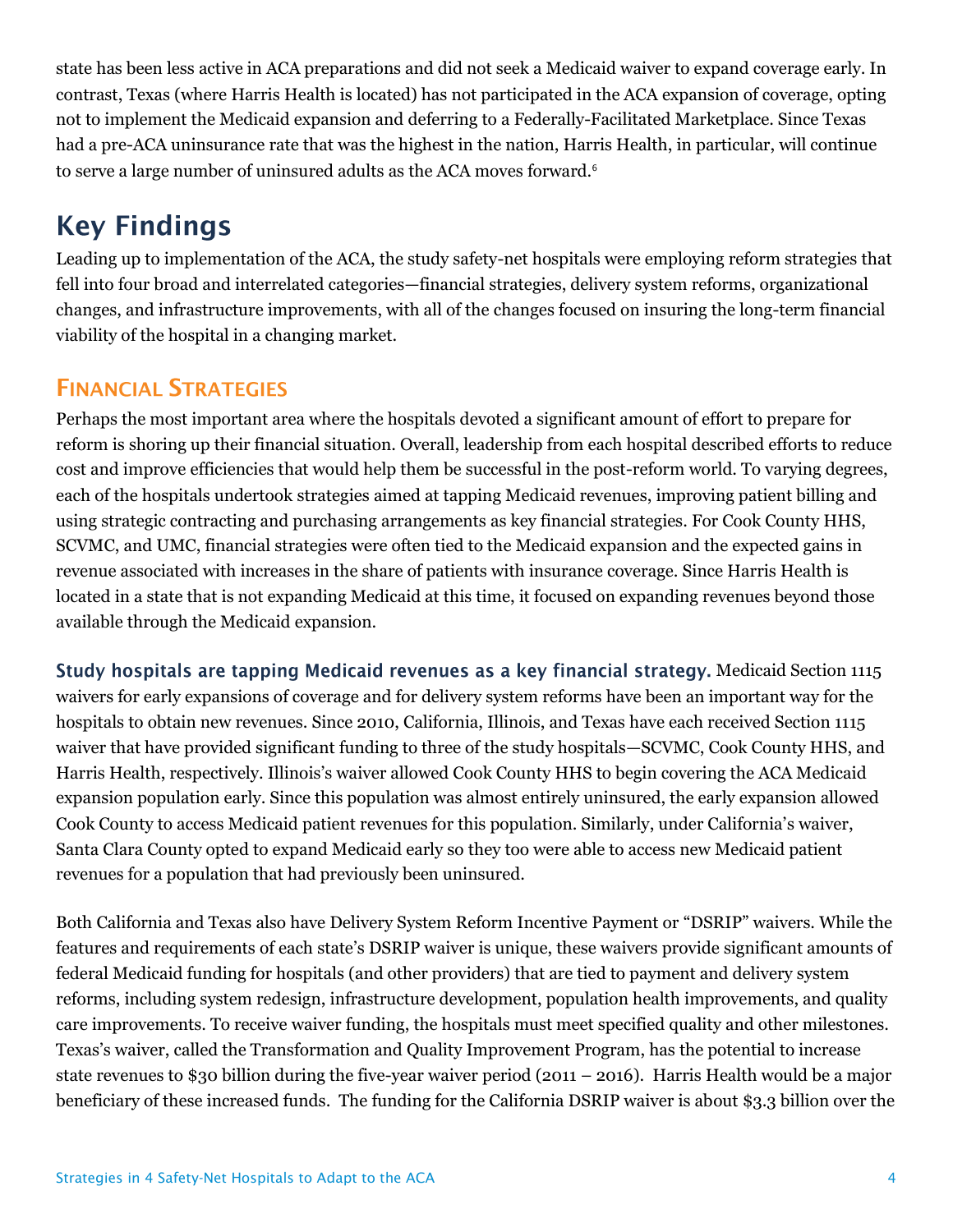state has been less active in ACA preparations and did not seek a Medicaid waiver to expand coverage early. In contrast, Texas (where Harris Health is located) has not participated in the ACA expansion of coverage, opting not to implement the Medicaid expansion and deferring to a Federally-Facilitated Marketplace. Since Texas had a pre-ACA uninsurance rate that was the highest in the nation, Harris Health, in particular, will continue to serve a large number of uninsured adults as the ACA moves forward.[6]

## Key Findings

Leading up to implementation of the ACA, the study safety-net hospitals were employing reform strategies that fell into four broad and interrelated categories—financial strategies, delivery system reforms, organizational changes, and infrastructure improvements, with all of the changes focused on insuring the long-term financial viability of the hospital in a changing market.

### Financial Strategies

Perhaps the most important area where the hospitals devoted a significant amount of effort to prepare for reform is shoring up their financial situation. Overall, leadership from each hospital described efforts to reduce cost and improve efficiencies that would help them be successful in the post-reform world. To varying degrees, each of the hospitals undertook strategies aimed at tapping Medicaid revenues, improving patient billing and using strategic contracting and purchasing arrangements as key financial strategies. For Cook County HHS, SCVMC, and UMC, financial strategies were often tied to the Medicaid expansion and the expected gains in revenue associated with increases in the share of patients with insurance coverage. Since Harris Health is located in a state that is not expanding Medicaid at this time, it focused on expanding revenues beyond those available through the Medicaid expansion.

**Study hospitals are tapping Medicaid revenues as a key financial strategy.** Medicaid Section 1115 waivers for early expansions of coverage and for delivery system reforms have been an important way for the hospitals to obtain new revenues. Since 2010, California, Illinois, and Texas have each received Section 1115 waiver that have provided significant funding to three of the study hospitals—SCVMC, Cook County HHS, and Harris Health, respectively. Illinois's waiver allowed Cook County HHS to begin covering the ACA Medicaid expansion population early. Since this population was almost entirely uninsured, the early expansion allowed Cook County to access Medicaid patient revenues for this population. Similarly, under California's waiver, Santa Clara County opted to expand Medicaid early so they too were able to access new Medicaid patient revenues for a population that had previously been uninsured.

Both California and Texas also have Delivery System Reform Incentive Payment or "DSRIP" waivers. While the features and requirements of each state's DSRIP waiver is unique, these waivers provide significant amounts of federal Medicaid funding for hospitals (and other providers) that are tied to payment and delivery system reforms, including system redesign, infrastructure development, population health improvements, and quality care improvements. To receive waiver funding, the hospitals must meet specified quality and other milestones. Texas's waiver, called the Transformation and Quality Improvement Program, has the potential to increase state revenues to $30 billion during the five-year waiver period (2011 – 2016). Harris Health would be a major beneficiary of these increased funds. The funding for the California DSRIP waiver is about $3.3 billion over the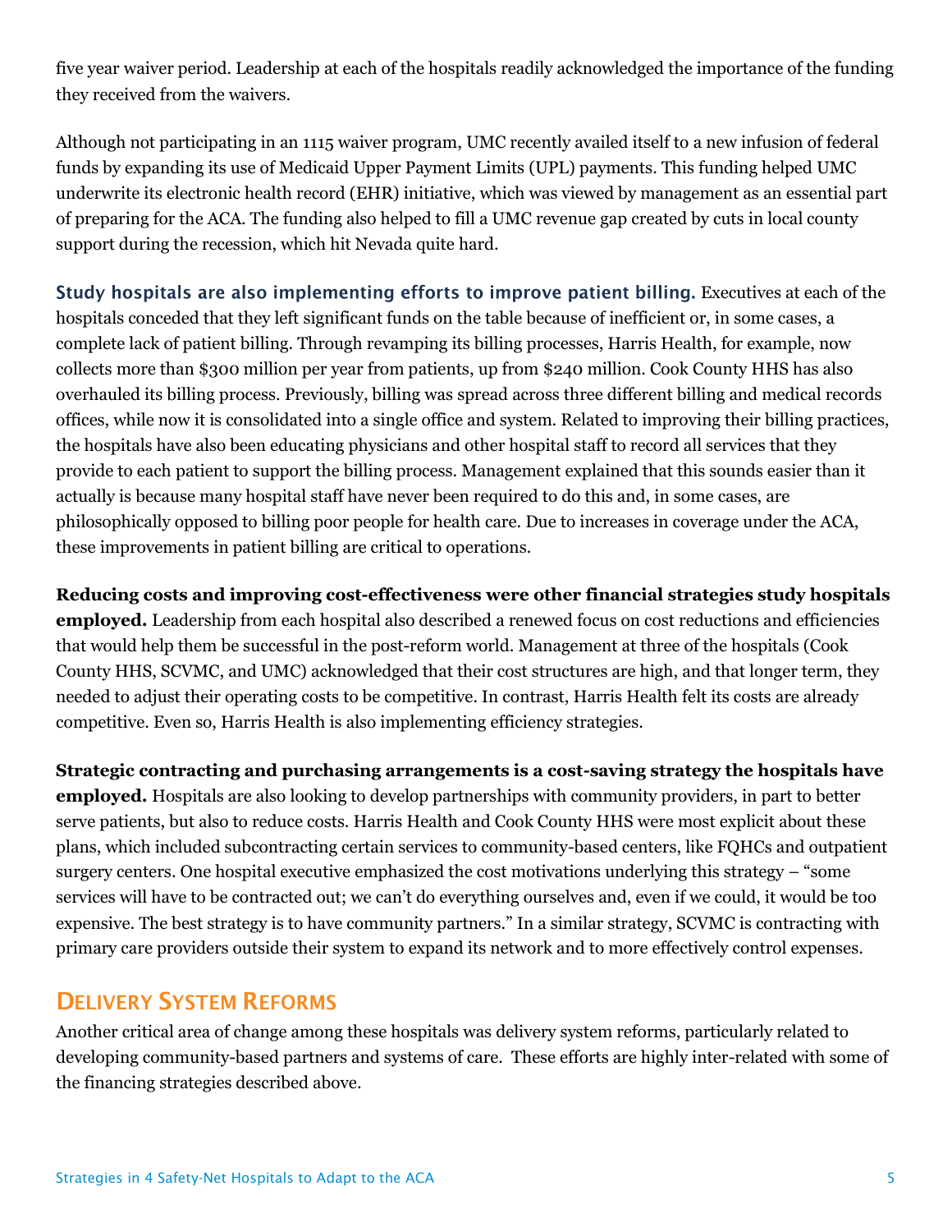five year waiver period. Leadership at each of the hospitals readily acknowledged the importance of the funding they received from the waivers.

Although not participating in an 1115 waiver program, UMC recently availed itself to a new infusion of federal funds by expanding its use of Medicaid Upper Payment Limits (UPL) payments. This funding helped UMC underwrite its electronic health record (EHR) initiative, which was viewed by management as an essential part of preparing for the ACA. The funding also helped to fill a UMC revenue gap created by cuts in local county support during the recession, which hit Nevada quite hard.

**Study hospitals are also implementing efforts to improve patient billing.** Executives at each of the hospitals conceded that they left significant funds on the table because of inefficient or, in some cases, a complete lack of patient billing. Through revamping its billing processes, Harris Health, for example, now collects more than $300 million per year from patients, up from $240 million. Cook County HHS has also overhauled its billing process. Previously, billing was spread across three different billing and medical records offices, while now it is consolidated into a single office and system. Related to improving their billing practices, the hospitals have also been educating physicians and other hospital staff to record all services that they provide to each patient to support the billing process. Management explained that this sounds easier than it actually is because many hospital staff have never been required to do this and, in some cases, are philosophically opposed to billing poor people for health care. Due to increases in coverage under the ACA, these improvements in patient billing are critical to operations.

**Reducing costs and improving cost-effectiveness were other financial strategies study hospitals employed.** Leadership from each hospital also described a renewed focus on cost reductions and efficiencies that would help them be successful in the post-reform world. Management at three of the hospitals (Cook County HHS, SCVMC, and UMC) acknowledged that their cost structures are high, and that longer term, they needed to adjust their operating costs to be competitive. In contrast, Harris Health felt its costs are already competitive. Even so, Harris Health is also implementing efficiency strategies.

**Strategic contracting and purchasing arrangements is a cost-saving strategy the hospitals have employed.** Hospitals are also looking to develop partnerships with community providers, in part to better serve patients, but also to reduce costs. Harris Health and Cook County HHS were most explicit about these plans, which included subcontracting certain services to community-based centers, like FQHCs and outpatient surgery centers. One hospital executive emphasized the cost motivations underlying this strategy – "some services will have to be contracted out; we can't do everything ourselves and, even if we could, it would be too expensive. The best strategy is to have community partners." In a similar strategy, SCVMC is contracting with primary care providers outside their system to expand its network and to more effectively control expenses.

## Delivery System Reforms

Another critical area of change among these hospitals was delivery system reforms, particularly related to developing community-based partners and systems of care. These efforts are highly inter-related with some of the financing strategies described above.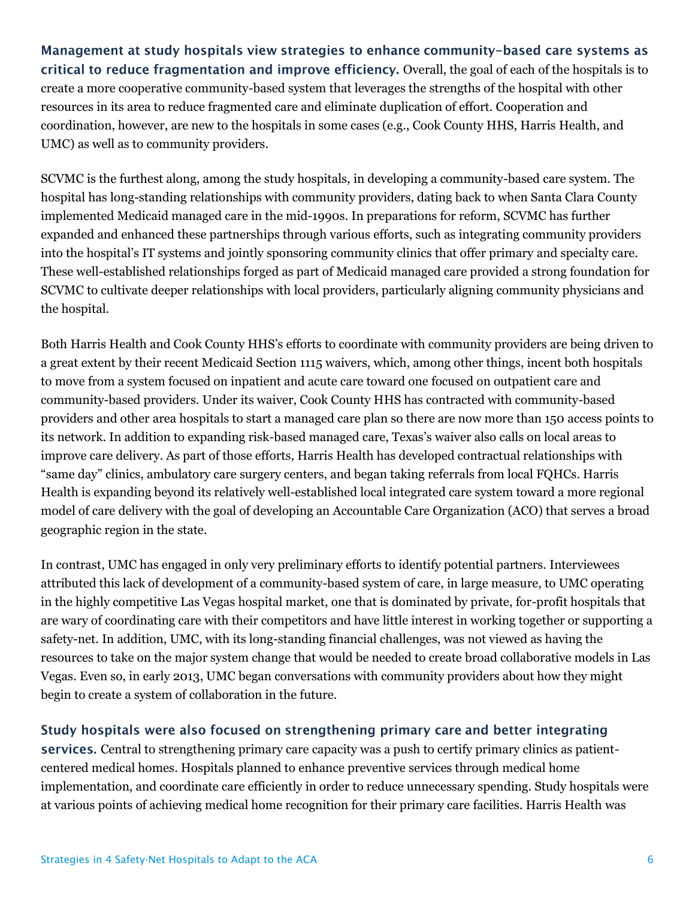**Management at study hospitals view strategies to enhance community-based care systems as critical to reduce fragmentation and improve efficiency.** Overall, the goal of each of the hospitals is to create a more cooperative community-based system that leverages the strengths of the hospital with other resources in its area to reduce fragmented care and eliminate duplication of effort. Cooperation and coordination, however, are new to the hospitals in some cases (e.g., Cook County HHS, Harris Health, and UMC) as well as to community providers.

SCVMC is the furthest along, among the study hospitals, in developing a community-based care system. The hospital has long-standing relationships with community providers, dating back to when Santa Clara County implemented Medicaid managed care in the mid-1990s. In preparations for reform, SCVMC has further expanded and enhanced these partnerships through various efforts, such as integrating community providers into the hospital's IT systems and jointly sponsoring community clinics that offer primary and specialty care. These well-established relationships forged as part of Medicaid managed care provided a strong foundation for SCVMC to cultivate deeper relationships with local providers, particularly aligning community physicians and the hospital.

Both Harris Health and Cook County HHS's efforts to coordinate with community providers are being driven to a great extent by their recent Medicaid Section 1115 waivers, which, among other things, incent both hospitals to move from a system focused on inpatient and acute care toward one focused on outpatient care and community-based providers. Under its waiver, Cook County HHS has contracted with community-based providers and other area hospitals to start a managed care plan so there are now more than 150 access points to its network. In addition to expanding risk-based managed care, Texas's waiver also calls on local areas to improve care delivery. As part of those efforts, Harris Health has developed contractual relationships with "same day" clinics, ambulatory care surgery centers, and began taking referrals from local FQHCs. Harris Health is expanding beyond its relatively well-established local integrated care system toward a more regional model of care delivery with the goal of developing an Accountable Care Organization (ACO) that serves a broad geographic region in the state.

In contrast, UMC has engaged in only very preliminary efforts to identify potential partners. Interviewees attributed this lack of development of a community-based system of care, in large measure, to UMC operating in the highly competitive Las Vegas hospital market, one that is dominated by private, for-profit hospitals that are wary of coordinating care with their competitors and have little interest in working together or supporting a safety-net. In addition, UMC, with its long-standing financial challenges, was not viewed as having the resources to take on the major system change that would be needed to create broad collaborative models in Las Vegas. Even so, in early 2013, UMC began conversations with community providers about how they might begin to create a system of collaboration in the future.

**Study hospitals were also focused on strengthening primary care and better integrating services.** Central to strengthening primary care capacity was a push to certify primary clinics as patient-centered medical homes. Hospitals planned to enhance preventive services through medical home implementation, and coordinate care efficiently in order to reduce unnecessary spending. Study hospitals were at various points of achieving medical home recognition for their primary care facilities. Harris Health was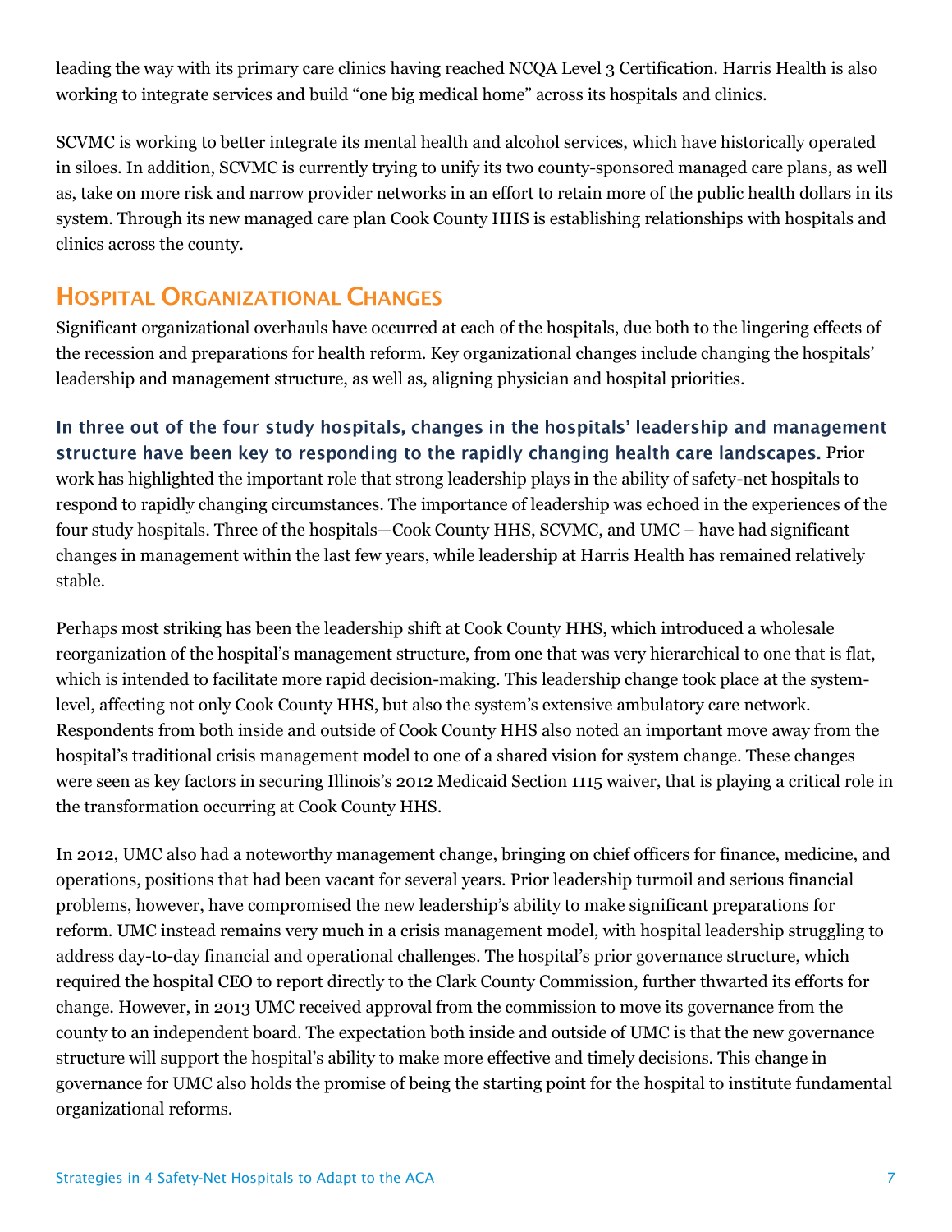leading the way with its primary care clinics having reached NCQA Level 3 Certification. Harris Health is also working to integrate services and build "one big medical home" across its hospitals and clinics.

SCVMC is working to better integrate its mental health and alcohol services, which have historically operated in siloes. In addition, SCVMC is currently trying to unify its two county-sponsored managed care plans, as well as, take on more risk and narrow provider networks in an effort to retain more of the public health dollars in its system. Through its new managed care plan Cook County HHS is establishing relationships with hospitals and clinics across the county.

## Hospital Organizational Changes

Significant organizational overhauls have occurred at each of the hospitals, due both to the lingering effects of the recession and preparations for health reform. Key organizational changes include changing the hospitals' leadership and management structure, as well as, aligning physician and hospital priorities.

**In three out of the four study hospitals, changes in the hospitals' leadership and management structure have been key to responding to the rapidly changing health care landscapes.** Prior work has highlighted the important role that strong leadership plays in the ability of safety-net hospitals to respond to rapidly changing circumstances. The importance of leadership was echoed in the experiences of the four study hospitals. Three of the hospitals—Cook County HHS, SCVMC, and UMC – have had significant changes in management within the last few years, while leadership at Harris Health has remained relatively stable.

Perhaps most striking has been the leadership shift at Cook County HHS, which introduced a wholesale reorganization of the hospital's management structure, from one that was very hierarchical to one that is flat, which is intended to facilitate more rapid decision-making. This leadership change took place at the system-level, affecting not only Cook County HHS, but also the system's extensive ambulatory care network. Respondents from both inside and outside of Cook County HHS also noted an important move away from the hospital's traditional crisis management model to one of a shared vision for system change. These changes were seen as key factors in securing Illinois's 2012 Medicaid Section 1115 waiver, that is playing a critical role in the transformation occurring at Cook County HHS.

In 2012, UMC also had a noteworthy management change, bringing on chief officers for finance, medicine, and operations, positions that had been vacant for several years. Prior leadership turmoil and serious financial problems, however, have compromised the new leadership's ability to make significant preparations for reform. UMC instead remains very much in a crisis management model, with hospital leadership struggling to address day-to-day financial and operational challenges. The hospital's prior governance structure, which required the hospital CEO to report directly to the Clark County Commission, further thwarted its efforts for change. However, in 2013 UMC received approval from the commission to move its governance from the county to an independent board. The expectation both inside and outside of UMC is that the new governance structure will support the hospital's ability to make more effective and timely decisions. This change in governance for UMC also holds the promise of being the starting point for the hospital to institute fundamental organizational reforms.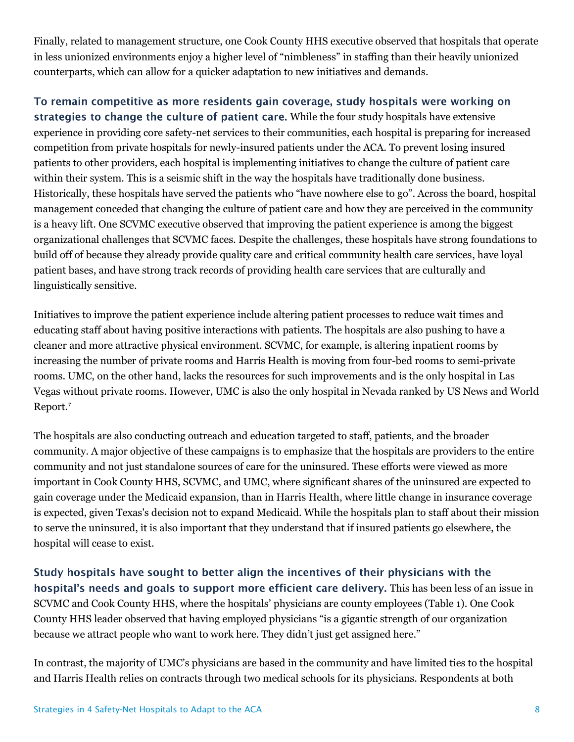Finally, related to management structure, one Cook County HHS executive observed that hospitals that operate in less unionized environments enjoy a higher level of "nimbleness" in staffing than their heavily unionized counterparts, which can allow for a quicker adaptation to new initiatives and demands.

**To remain competitive as more residents gain coverage, study hospitals were working on strategies to change the culture of patient care.** While the four study hospitals have extensive experience in providing core safety-net services to their communities, each hospital is preparing for increased competition from private hospitals for newly-insured patients under the ACA. To prevent losing insured patients to other providers, each hospital is implementing initiatives to change the culture of patient care within their system. This is a seismic shift in the way the hospitals have traditionally done business. Historically, these hospitals have served the patients who "have nowhere else to go". Across the board, hospital management conceded that changing the culture of patient care and how they are perceived in the community is a heavy lift. One SCVMC executive observed that improving the patient experience is among the biggest organizational challenges that SCVMC faces. Despite the challenges, these hospitals have strong foundations to build off of because they already provide quality care and critical community health care services, have loyal patient bases, and have strong track records of providing health care services that are culturally and linguistically sensitive.

Initiatives to improve the patient experience include altering patient processes to reduce wait times and educating staff about having positive interactions with patients. The hospitals are also pushing to have a cleaner and more attractive physical environment. SCVMC, for example, is altering inpatient rooms by increasing the number of private rooms and Harris Health is moving from four-bed rooms to semi-private rooms. UMC, on the other hand, lacks the resources for such improvements and is the only hospital in Las Vegas without private rooms. However, UMC is also the only hospital in Nevada ranked by US News and World Report.[7]

The hospitals are also conducting outreach and education targeted to staff, patients, and the broader community. A major objective of these campaigns is to emphasize that the hospitals are providers to the entire community and not just standalone sources of care for the uninsured. These efforts were viewed as more important in Cook County HHS, SCVMC, and UMC, where significant shares of the uninsured are expected to gain coverage under the Medicaid expansion, than in Harris Health, where little change in insurance coverage is expected, given Texas's decision not to expand Medicaid. While the hospitals plan to staff about their mission to serve the uninsured, it is also important that they understand that if insured patients go elsewhere, the hospital will cease to exist.

**Study hospitals have sought to better align the incentives of their physicians with the hospital's needs and goals to support more efficient care delivery.** This has been less of an issue in SCVMC and Cook County HHS, where the hospitals' physicians are county employees (Table 1). One Cook County HHS leader observed that having employed physicians "is a gigantic strength of our organization because we attract people who want to work here. They didn't just get assigned here."

In contrast, the majority of UMC's physicians are based in the community and have limited ties to the hospital and Harris Health relies on contracts through two medical schools for its physicians. Respondents at both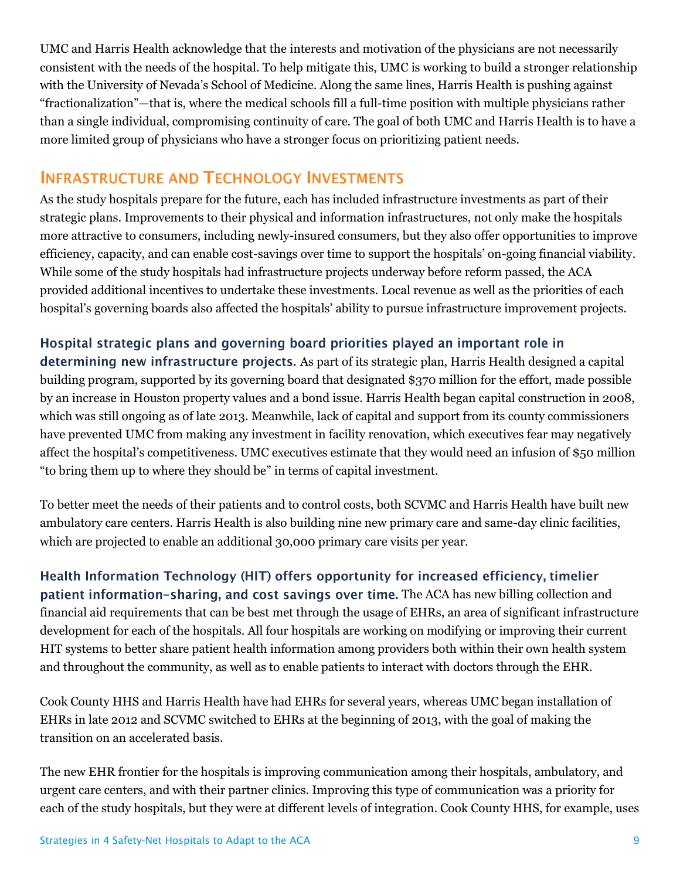UMC and Harris Health acknowledge that the interests and motivation of the physicians are not necessarily consistent with the needs of the hospital. To help mitigate this, UMC is working to build a stronger relationship with the University of Nevada's School of Medicine. Along the same lines, Harris Health is pushing against "fractionalization"—that is, where the medical schools fill a full-time position with multiple physicians rather than a single individual, compromising continuity of care. The goal of both UMC and Harris Health is to have a more limited group of physicians who have a stronger focus on prioritizing patient needs.

## Infrastructure and Technology Investments

As the study hospitals prepare for the future, each has included infrastructure investments as part of their strategic plans. Improvements to their physical and information infrastructures, not only make the hospitals more attractive to consumers, including newly-insured consumers, but they also offer opportunities to improve efficiency, capacity, and can enable cost-savings over time to support the hospitals' on-going financial viability. While some of the study hospitals had infrastructure projects underway before reform passed, the ACA provided additional incentives to undertake these investments. Local revenue as well as the priorities of each hospital's governing boards also affected the hospitals' ability to pursue infrastructure improvement projects.

**Hospital strategic plans and governing board priorities played an important role in determining new infrastructure projects.** As part of its strategic plan, Harris Health designed a capital building program, supported by its governing board that designated $370 million for the effort, made possible by an increase in Houston property values and a bond issue. Harris Health began capital construction in 2008, which was still ongoing as of late 2013. Meanwhile, lack of capital and support from its county commissioners have prevented UMC from making any investment in facility renovation, which executives fear may negatively affect the hospital's competitiveness. UMC executives estimate that they would need an infusion of $50 million "to bring them up to where they should be" in terms of capital investment.

To better meet the needs of their patients and to control costs, both SCVMC and Harris Health have built new ambulatory care centers. Harris Health is also building nine new primary care and same-day clinic facilities, which are projected to enable an additional 30,000 primary care visits per year.

**Health Information Technology (HIT) offers opportunity for increased efficiency, timelier patient information-sharing, and cost savings over time.** The ACA has new billing collection and financial aid requirements that can be best met through the usage of EHRs, an area of significant infrastructure development for each of the hospitals. All four hospitals are working on modifying or improving their current HIT systems to better share patient health information among providers both within their own health system and throughout the community, as well as to enable patients to interact with doctors through the EHR.

Cook County HHS and Harris Health have had EHRs for several years, whereas UMC began installation of EHRs in late 2012 and SCVMC switched to EHRs at the beginning of 2013, with the goal of making the transition on an accelerated basis.

The new EHR frontier for the hospitals is improving communication among their hospitals, ambulatory, and urgent care centers, and with their partner clinics. Improving this type of communication was a priority for each of the study hospitals, but they were at different levels of integration. Cook County HHS, for example, uses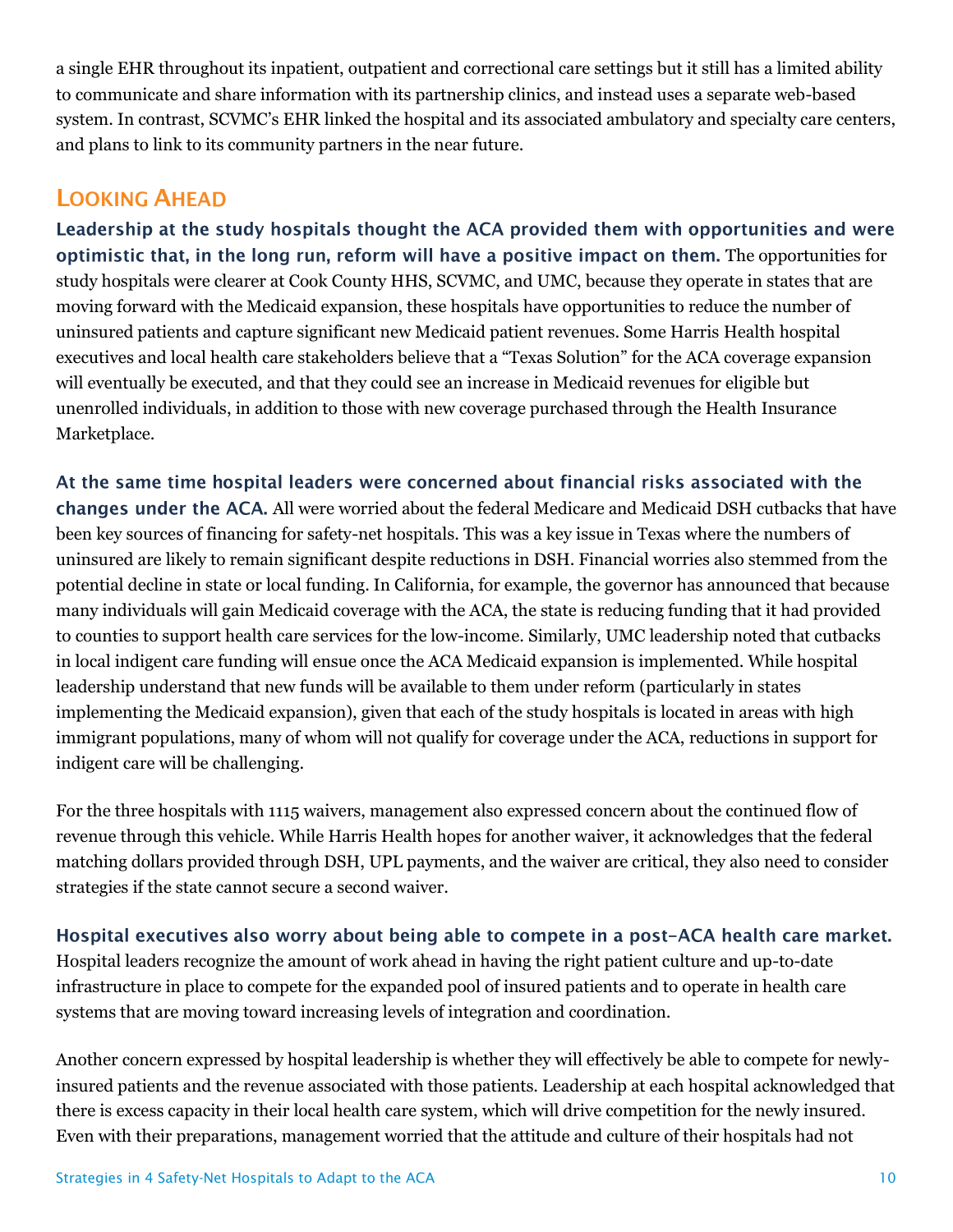a single EHR throughout its inpatient, outpatient and correctional care settings but it still has a limited ability to communicate and share information with its partnership clinics, and instead uses a separate web-based system. In contrast, SCVMC's EHR linked the hospital and its associated ambulatory and specialty care centers, and plans to link to its community partners in the near future.

## Looking Ahead

**Leadership at the study hospitals thought the ACA provided them with opportunities and were optimistic that, in the long run, reform will have a positive impact on them.** The opportunities for study hospitals were clearer at Cook County HHS, SCVMC, and UMC, because they operate in states that are moving forward with the Medicaid expansion, these hospitals have opportunities to reduce the number of uninsured patients and capture significant new Medicaid patient revenues. Some Harris Health hospital executives and local health care stakeholders believe that a "Texas Solution" for the ACA coverage expansion will eventually be executed, and that they could see an increase in Medicaid revenues for eligible but unenrolled individuals, in addition to those with new coverage purchased through the Health Insurance Marketplace.

**At the same time hospital leaders were concerned about financial risks associated with the changes under the ACA.** All were worried about the federal Medicare and Medicaid DSH cutbacks that have been key sources of financing for safety-net hospitals. This was a key issue in Texas where the numbers of uninsured are likely to remain significant despite reductions in DSH. Financial worries also stemmed from the potential decline in state or local funding. In California, for example, the governor has announced that because many individuals will gain Medicaid coverage with the ACA, the state is reducing funding that it had provided to counties to support health care services for the low-income. Similarly, UMC leadership noted that cutbacks in local indigent care funding will ensue once the ACA Medicaid expansion is implemented. While hospital leadership understand that new funds will be available to them under reform (particularly in states implementing the Medicaid expansion), given that each of the study hospitals is located in areas with high immigrant populations, many of whom will not qualify for coverage under the ACA, reductions in support for indigent care will be challenging.

For the three hospitals with 1115 waivers, management also expressed concern about the continued flow of revenue through this vehicle. While Harris Health hopes for another waiver, it acknowledges that the federal matching dollars provided through DSH, UPL payments, and the waiver are critical, they also need to consider strategies if the state cannot secure a second waiver.

**Hospital executives also worry about being able to compete in a post-ACA health care market.** Hospital leaders recognize the amount of work ahead in having the right patient culture and up-to-date infrastructure in place to compete for the expanded pool of insured patients and to operate in health care systems that are moving toward increasing levels of integration and coordination.

Another concern expressed by hospital leadership is whether they will effectively be able to compete for newly-insured patients and the revenue associated with those patients. Leadership at each hospital acknowledged that there is excess capacity in their local health care system, which will drive competition for the newly insured. Even with their preparations, management worried that the attitude and culture of their hospitals had not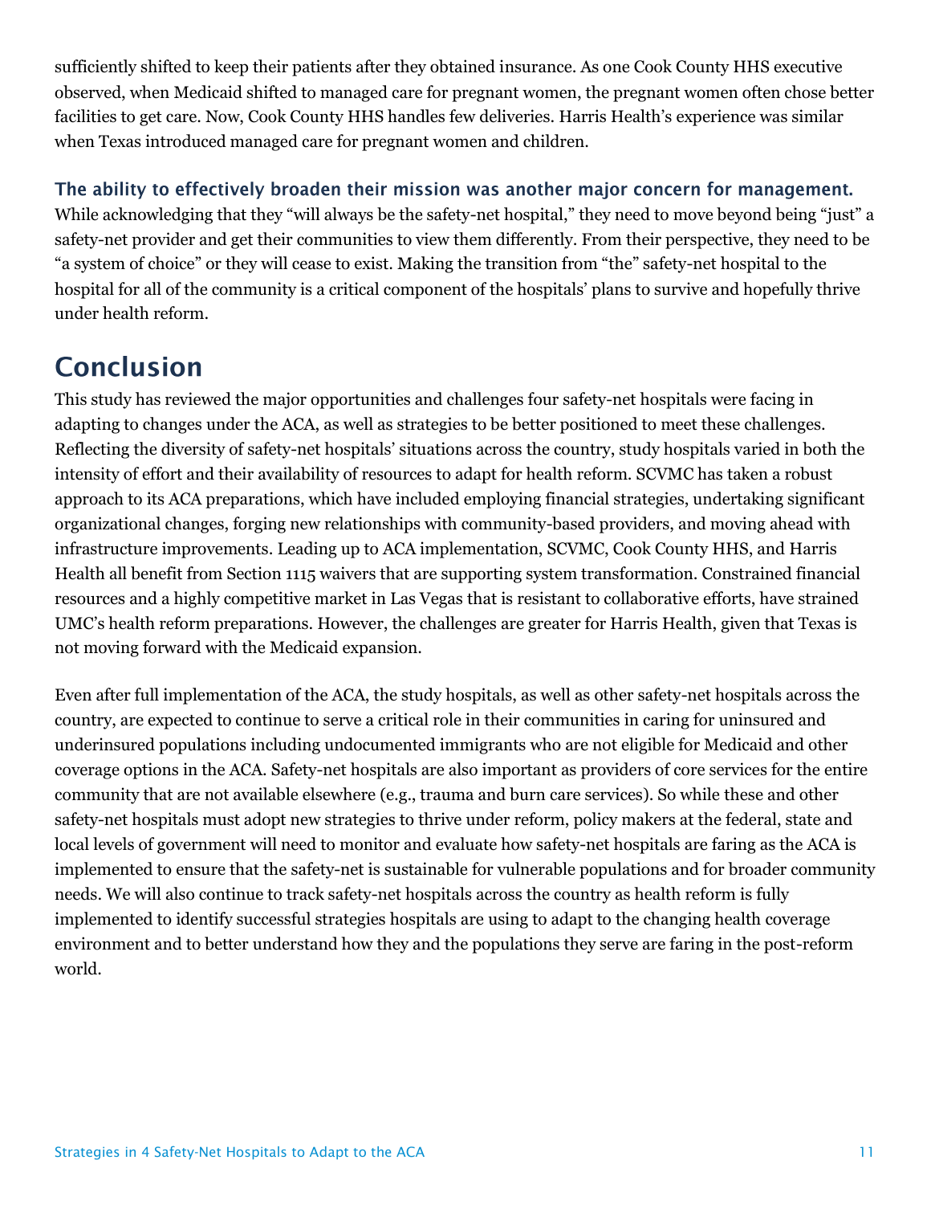sufficiently shifted to keep their patients after they obtained insurance. As one Cook County HHS executive observed, when Medicaid shifted to managed care for pregnant women, the pregnant women often chose better facilities to get care. Now, Cook County HHS handles few deliveries. Harris Health's experience was similar when Texas introduced managed care for pregnant women and children.

**The ability to effectively broaden their mission was another major concern for management.** While acknowledging that they "will always be the safety-net hospital," they need to move beyond being "just" a safety-net provider and get their communities to view them differently. From their perspective, they need to be "a system of choice" or they will cease to exist. Making the transition from "the" safety-net hospital to the hospital for all of the community is a critical component of the hospitals' plans to survive and hopefully thrive under health reform.

## Conclusion

This study has reviewed the major opportunities and challenges four safety-net hospitals were facing in adapting to changes under the ACA, as well as strategies to be better positioned to meet these challenges. Reflecting the diversity of safety-net hospitals' situations across the country, study hospitals varied in both the intensity of effort and their availability of resources to adapt for health reform. SCVMC has taken a robust approach to its ACA preparations, which have included employing financial strategies, undertaking significant organizational changes, forging new relationships with community-based providers, and moving ahead with infrastructure improvements. Leading up to ACA implementation, SCVMC, Cook County HHS, and Harris Health all benefit from Section 1115 waivers that are supporting system transformation. Constrained financial resources and a highly competitive market in Las Vegas that is resistant to collaborative efforts, have strained UMC's health reform preparations. However, the challenges are greater for Harris Health, given that Texas is not moving forward with the Medicaid expansion.

Even after full implementation of the ACA, the study hospitals, as well as other safety-net hospitals across the country, are expected to continue to serve a critical role in their communities in caring for uninsured and underinsured populations including undocumented immigrants who are not eligible for Medicaid and other coverage options in the ACA. Safety-net hospitals are also important as providers of core services for the entire community that are not available elsewhere (e.g., trauma and burn care services). So while these and other safety-net hospitals must adopt new strategies to thrive under reform, policy makers at the federal, state and local levels of government will need to monitor and evaluate how safety-net hospitals are faring as the ACA is implemented to ensure that the safety-net is sustainable for vulnerable populations and for broader community needs. We will also continue to track safety-net hospitals across the country as health reform is fully implemented to identify successful strategies hospitals are using to adapt to the changing health coverage environment and to better understand how they and the populations they serve are faring in the post-reform world.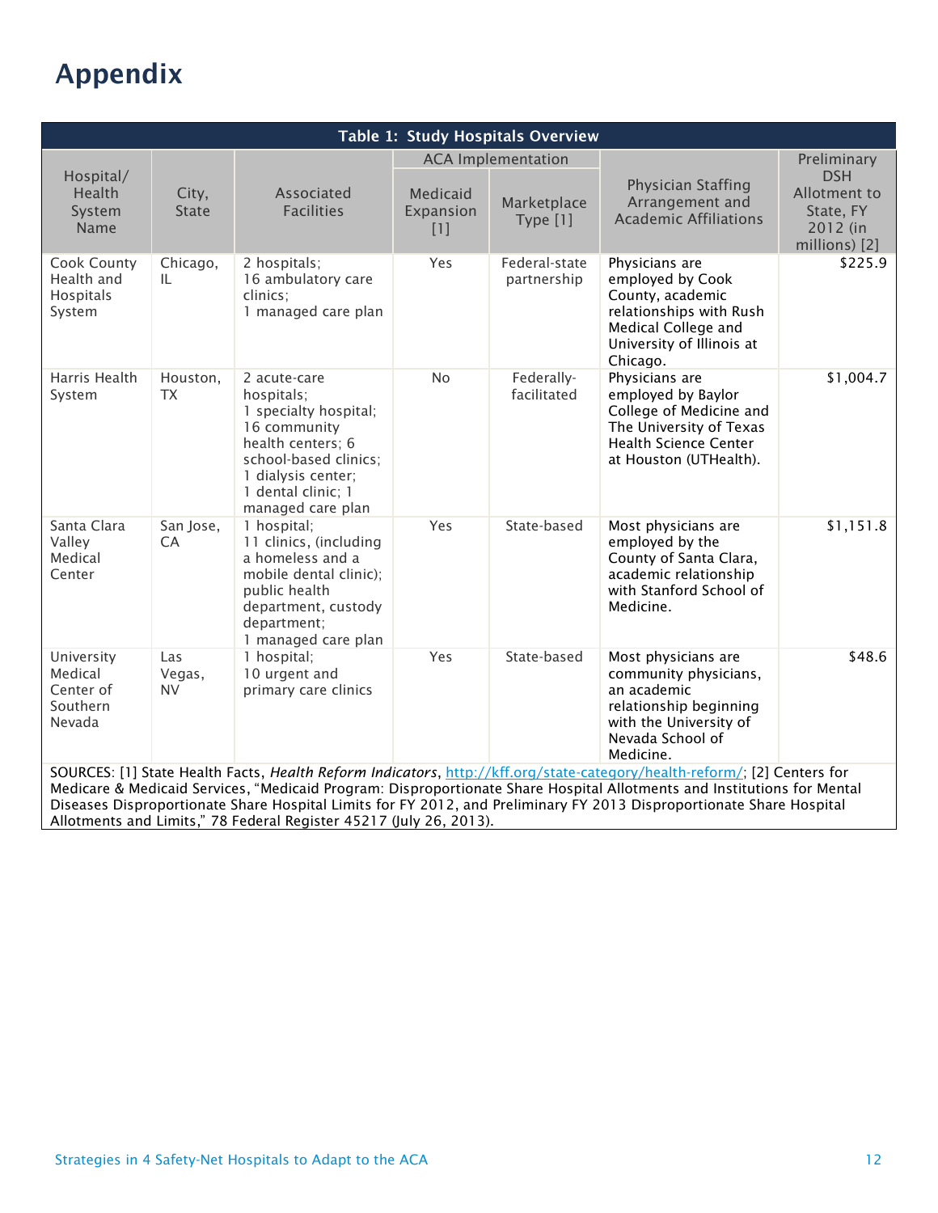# Appendix

**Table 1: Study Hospitals Overview**

| Hospital/ Health System Name | City, State | Associated Facilities | ACA Implementation | | Physician Staffing Arrangement and Academic Affiliations | Preliminary DSH Allotment to State, FY 2012 (in millions) [2] |
|---|---|---|---|---|---|---|
| | | | Medicaid Expansion [1] | Marketplace Type [1] | | |
| Cook County Health and Hospitals System | Chicago, IL | 2 hospitals; 16 ambulatory care clinics; 1 managed care plan | Yes | Federal-state partnership | Physicians are employed by Cook County, academic relationships with Rush Medical College and University of Illinois at Chicago. | $225.9 |
| Harris Health System | Houston, TX | 2 acute-care hospitals; 1 specialty hospital; 16 community health centers; 6 school-based clinics; 1 dialysis center; 1 dental clinic; 1 managed care plan | No | Federally-facilitated | Physicians are employed by Baylor College of Medicine and The University of Texas Health Science Center at Houston (UTHealth). | $1,004.7 |
| Santa Clara Valley Medical Center | San Jose, CA | 1 hospital; 11 clinics, (including a homeless and a mobile dental clinic); public health department, custody department; 1 managed care plan | Yes | State-based | Most physicians are employed by the County of Santa Clara, academic relationship with Stanford School of Medicine. | $1,151.8 |
| University Medical Center of Southern Nevada | Las Vegas, NV | 1 hospital; 10 urgent and primary care clinics | Yes | State-based | Most physicians are community physicians, an academic relationship beginning with the University of Nevada School of Medicine. | $48.6 |

SOURCES: [1] State Health Facts, *Health Reform Indicators*, http://kff.org/state-category/health-reform/; [2] Centers for Medicare & Medicaid Services, "Medicaid Program: Disproportionate Share Hospital Allotments and Institutions for Mental Diseases Disproportionate Share Hospital Limits for FY 2012, and Preliminary FY 2013 Disproportionate Share Hospital Allotments and Limits," 78 Federal Register 45217 (July 26, 2013).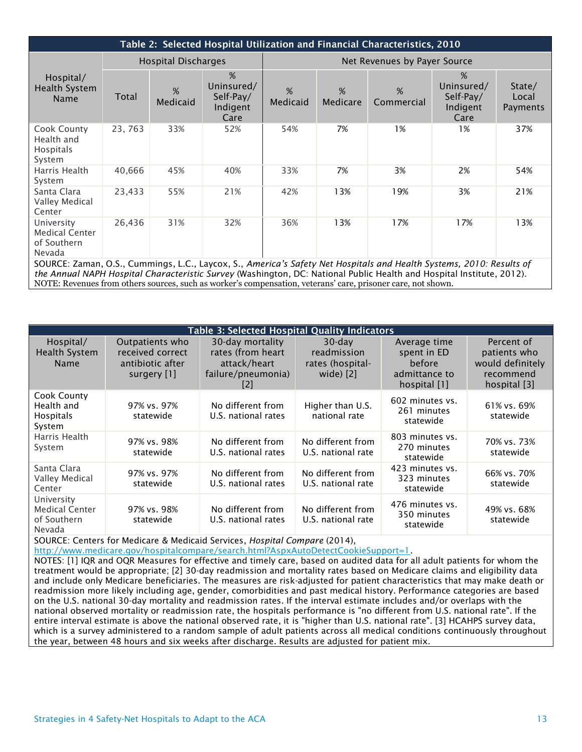| Table 2: Selected Hospital Utilization and Financial Characteristics, 2010 | | | | | | | | |
|---|---|---|---|---|---|---|---|---|
| Hospital/ Health System Name | Hospital Discharges | | | Net Revenues by Payer Source | | | | |
| | Total | % Medicaid | % Uninsured/ Self-Pay/ Indigent Care | % Medicaid | % Medicare | % Commercial | % Uninsured/ Self-Pay/ Indigent Care | State/ Local Payments |
| Cook County Health and Hospitals System | 23, 763 | 33% | 52% | 54% | 7% | 1% | 1% | 37% |
| Harris Health System | 40,666 | 45% | 40% | 33% | 7% | 3% | 2% | 54% |
| Santa Clara Valley Medical Center | 23,433 | 55% | 21% | 42% | 13% | 19% | 3% | 21% |
| University Medical Center of Southern Nevada | 26,436 | 31% | 32% | 36% | 13% | 17% | 17% | 13% |

SOURCE: Zaman, O.S., Cummings, L.C., Laycox, S., *America's Safety Net Hospitals and Health Systems, 2010: Results of the Annual NAPH Hospital Characteristic Survey* (Washington, DC: National Public Health and Hospital Institute, 2012).
NOTE: Revenues from others sources, such as worker's compensation, veterans' care, prisoner care, not shown.

| Table 3: Selected Hospital Quality Indicators | | | | | |
|---|---|---|---|---|---|
| Hospital/ Health System Name | Outpatients who received correct antibiotic after surgery [1] | 30-day mortality rates (from heart attack/heart failure/pneumonia) [2] | 30-day readmission rates (hospital-wide) [2] | Average time spent in ED before admittance to hospital [1] | Percent of patients who would definitely recommend hospital [3] |
| Cook County Health and Hospitals System | 97% vs. 97% statewide | No different from U.S. national rates | Higher than U.S. national rate | 602 minutes vs. 261 minutes statewide | 61% vs. 69% statewide |
| Harris Health System | 97% vs. 98% statewide | No different from U.S. national rates | No different from U.S. national rate | 803 minutes vs. 270 minutes statewide | 70% vs. 73% statewide |
| Santa Clara Valley Medical Center | 97% vs. 97% statewide | No different from U.S. national rates | No different from U.S. national rate | 423 minutes vs. 323 minutes statewide | 66% vs. 70% statewide |
| University Medical Center of Southern Nevada | 97% vs. 98% statewide | No different from U.S. national rates | No different from U.S. national rate | 476 minutes vs. 350 minutes statewide | 49% vs. 68% statewide |

SOURCE: Centers for Medicare & Medicaid Services, *Hospital Compare* (2014), http://www.medicare.gov/hospitalcompare/search.html?AspxAutoDetectCookieSupport=1.
NOTES: [1] IQR and OQR Measures for effective and timely care, based on audited data for all adult patients for whom the treatment would be appropriate; [2] 30-day readmission and mortality rates based on Medicare claims and eligibility data and include only Medicare beneficiaries. The measures are risk-adjusted for patient characteristics that may make death or readmission more likely including age, gender, comorbidities and past medical history. Performance categories are based on the U.S. national 30-day mortality and readmission rates. If the interval estimate includes and/or overlaps with the national observed mortality or readmission rate, the hospitals performance is "no different from U.S. national rate". If the entire interval estimate is above the national observed rate, it is "higher than U.S. national rate". [3] HCAHPS survey data, which is a survey administered to a random sample of adult patients across all medical conditions continuously throughout the year, between 48 hours and six weeks after discharge. Results are adjusted for patient mix.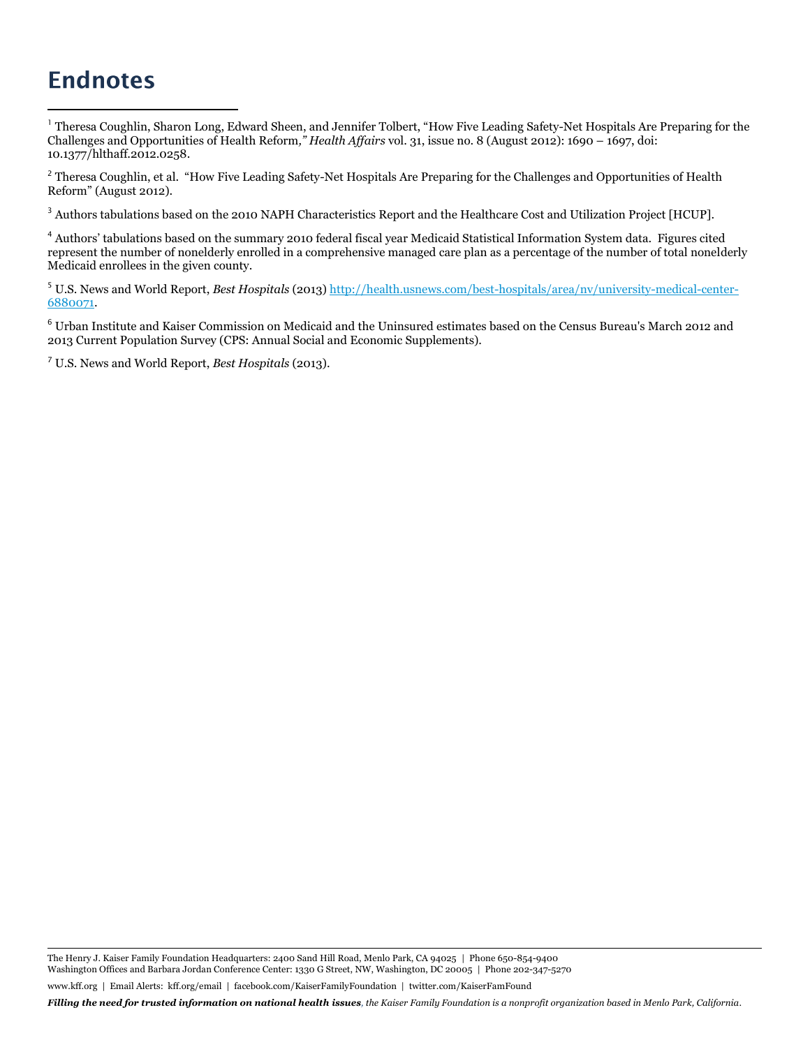# Endnotes

[1] Theresa Coughlin, Sharon Long, Edward Sheen, and Jennifer Tolbert, "How Five Leading Safety-Net Hospitals Are Preparing for the Challenges and Opportunities of Health Reform*," Health Affairs* vol. 31, issue no. 8 (August 2012): 1690 – 1697, doi: 10.1377/hlthaff.2012.0258.

[2] Theresa Coughlin, et al. "How Five Leading Safety-Net Hospitals Are Preparing for the Challenges and Opportunities of Health Reform" (August 2012).

[3] Authors tabulations based on the 2010 NAPH Characteristics Report and the Healthcare Cost and Utilization Project [HCUP].

[4] Authors' tabulations based on the summary 2010 federal fiscal year Medicaid Statistical Information System data. Figures cited represent the number of nonelderly enrolled in a comprehensive managed care plan as a percentage of the number of total nonelderly Medicaid enrollees in the given county.

[5] U.S. News and World Report, *Best Hospitals* (2013) http://health.usnews.com/best-hospitals/area/nv/university-medical-center-6880071.

[6] Urban Institute and Kaiser Commission on Medicaid and the Uninsured estimates based on the Census Bureau's March 2012 and 2013 Current Population Survey (CPS: Annual Social and Economic Supplements).

[7] U.S. News and World Report, *Best Hospitals* (2013).

The Henry J. Kaiser Family Foundation Headquarters: 2400 Sand Hill Road, Menlo Park, CA 94025 | Phone 650-854-9400
Washington Offices and Barbara Jordan Conference Center: 1330 G Street, NW, Washington, DC 20005 | Phone 202-347-5270

www.kff.org | Email Alerts: kff.org/email | facebook.com/KaiserFamilyFoundation | twitter.com/KaiserFamFound

***Filling the need for trusted information on national health issues**, the Kaiser Family Foundation is a nonprofit organization based in Menlo Park, California.*